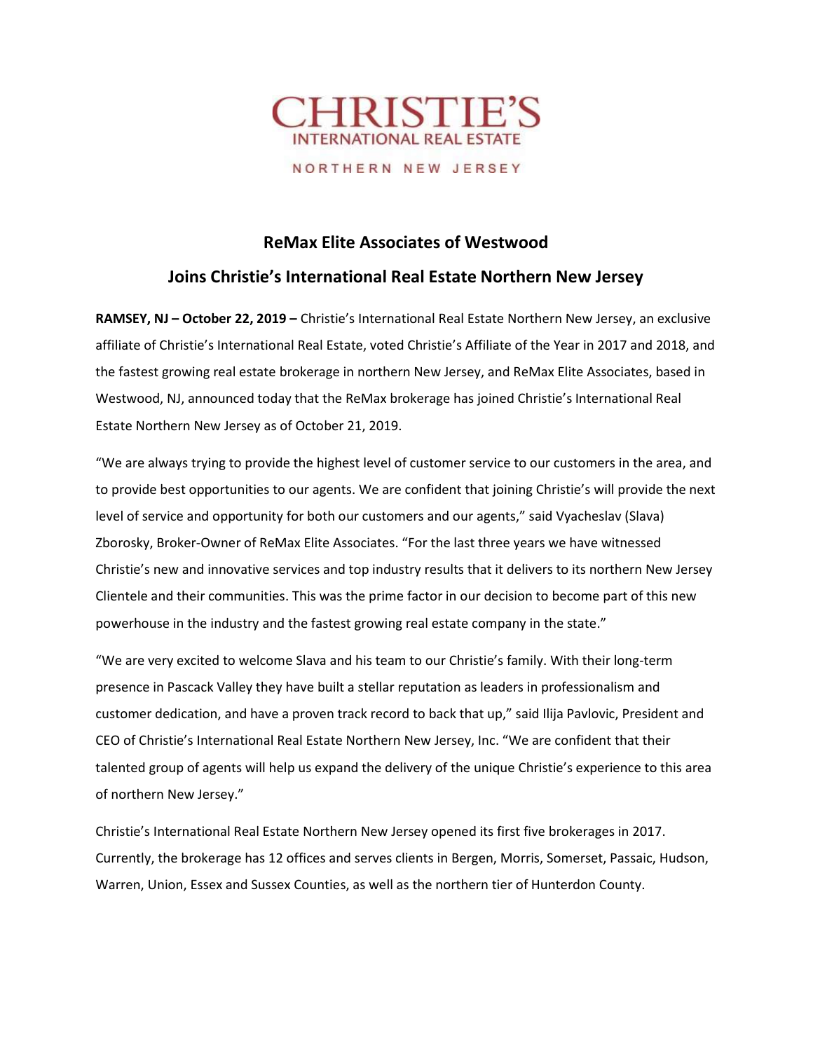CHRISTIE'S
INTERNATIONAL REAL ESTATE
NORTHERN NEW JERSEY

# ReMax Elite Associates of Westwood
# Joins Christie's International Real Estate Northern New Jersey

**RAMSEY, NJ – October 22, 2019 –** Christie's International Real Estate Northern New Jersey, an exclusive affiliate of Christie's International Real Estate, voted Christie's Affiliate of the Year in 2017 and 2018, and the fastest growing real estate brokerage in northern New Jersey, and ReMax Elite Associates, based in Westwood, NJ, announced today that the ReMax brokerage has joined Christie's International Real Estate Northern New Jersey as of October 21, 2019.

"We are always trying to provide the highest level of customer service to our customers in the area, and to provide best opportunities to our agents. We are confident that joining Christie's will provide the next level of service and opportunity for both our customers and our agents," said Vyacheslav (Slava) Zborosky, Broker-Owner of ReMax Elite Associates. "For the last three years we have witnessed Christie's new and innovative services and top industry results that it delivers to its northern New Jersey Clientele and their communities. This was the prime factor in our decision to become part of this new powerhouse in the industry and the fastest growing real estate company in the state."

"We are very excited to welcome Slava and his team to our Christie's family. With their long-term presence in Pascack Valley they have built a stellar reputation as leaders in professionalism and customer dedication, and have a proven track record to back that up," said Ilija Pavlovic, President and CEO of Christie's International Real Estate Northern New Jersey, Inc. "We are confident that their talented group of agents will help us expand the delivery of the unique Christie's experience to this area of northern New Jersey."

Christie's International Real Estate Northern New Jersey opened its first five brokerages in 2017. Currently, the brokerage has 12 offices and serves clients in Bergen, Morris, Somerset, Passaic, Hudson, Warren, Union, Essex and Sussex Counties, as well as the northern tier of Hunterdon County.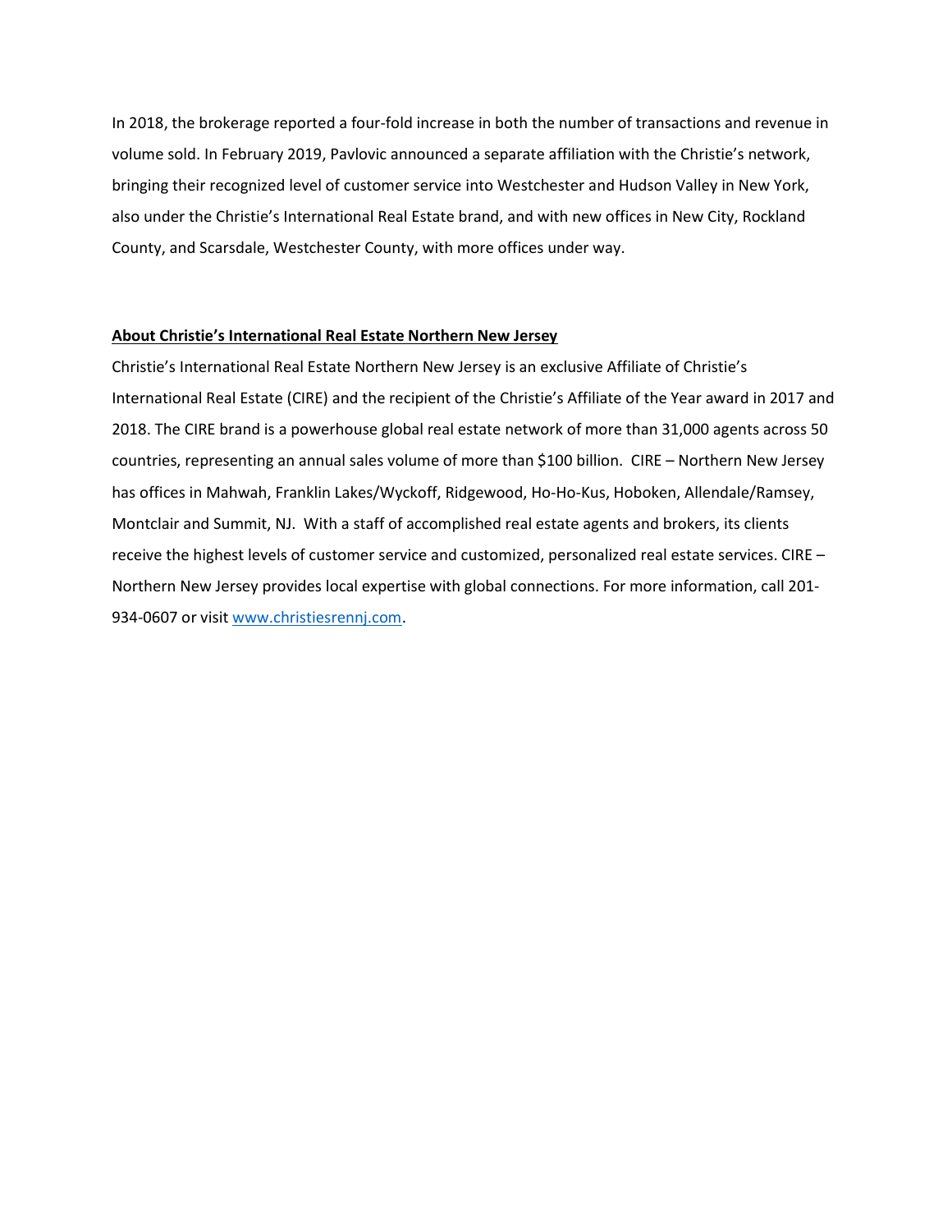In 2018, the brokerage reported a four-fold increase in both the number of transactions and revenue in volume sold. In February 2019, Pavlovic announced a separate affiliation with the Christie's network, bringing their recognized level of customer service into Westchester and Hudson Valley in New York, also under the Christie's International Real Estate brand, and with new offices in New City, Rockland County, and Scarsdale, Westchester County, with more offices under way.

**About Christie's International Real Estate Northern New Jersey**

Christie's International Real Estate Northern New Jersey is an exclusive Affiliate of Christie's International Real Estate (CIRE) and the recipient of the Christie's Affiliate of the Year award in 2017 and 2018. The CIRE brand is a powerhouse global real estate network of more than 31,000 agents across 50 countries, representing an annual sales volume of more than $100 billion. CIRE – Northern New Jersey has offices in Mahwah, Franklin Lakes/Wyckoff, Ridgewood, Ho-Ho-Kus, Hoboken, Allendale/Ramsey, Montclair and Summit, NJ. With a staff of accomplished real estate agents and brokers, its clients receive the highest levels of customer service and customized, personalized real estate services. CIRE – Northern New Jersey provides local expertise with global connections. For more information, call 201-934-0607 or visit [www.christiesrennj.com](http://www.christiesrennj.com).